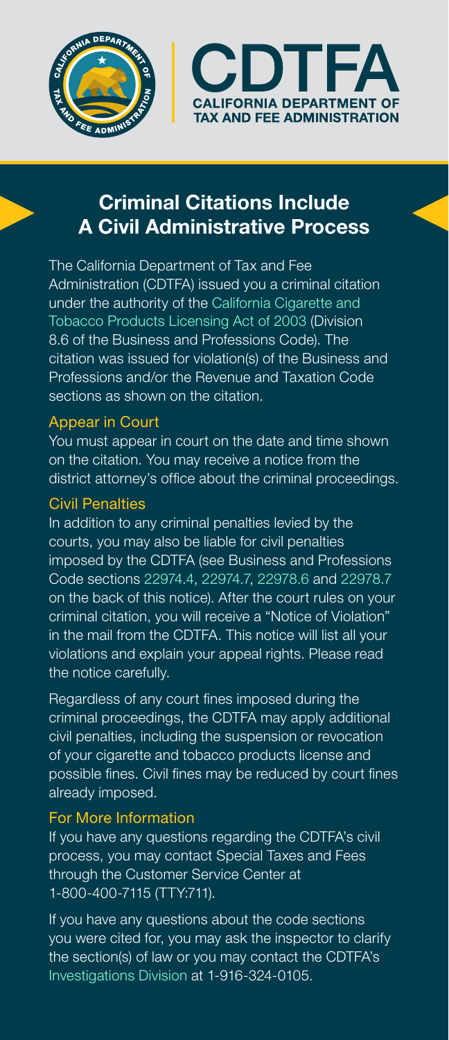# CDTFA
## CALIFORNIA DEPARTMENT OF TAX AND FEE ADMINISTRATION

# Criminal Citations Include A Civil Administrative Process

The California Department of Tax and Fee Administration (CDTFA) issued you a criminal citation under the authority of the California Cigarette and Tobacco Products Licensing Act of 2003 (Division 8.6 of the Business and Professions Code). The citation was issued for violation(s) of the Business and Professions and/or the Revenue and Taxation Code sections as shown on the citation.

## Appear in Court

You must appear in court on the date and time shown on the citation. You may receive a notice from the district attorney's office about the criminal proceedings.

## Civil Penalties

In addition to any criminal penalties levied by the courts, you may also be liable for civil penalties imposed by the CDTFA (see Business and Professions Code sections 22974.4, 22974.7, 22978.6 and 22978.7 on the back of this notice). After the court rules on your criminal citation, you will receive a "Notice of Violation" in the mail from the CDTFA. This notice will list all your violations and explain your appeal rights. Please read the notice carefully.

Regardless of any court fines imposed during the criminal proceedings, the CDTFA may apply additional civil penalties, including the suspension or revocation of your cigarette and tobacco products license and possible fines. Civil fines may be reduced by court fines already imposed.

## For More Information

If you have any questions regarding the CDTFA's civil process, you may contact Special Taxes and Fees through the Customer Service Center at 1-800-400-7115 (TTY:711).

If you have any questions about the code sections you were cited for, you may ask the inspector to clarify the section(s) of law or you may contact the CDTFA's Investigations Division at 1-916-324-0105.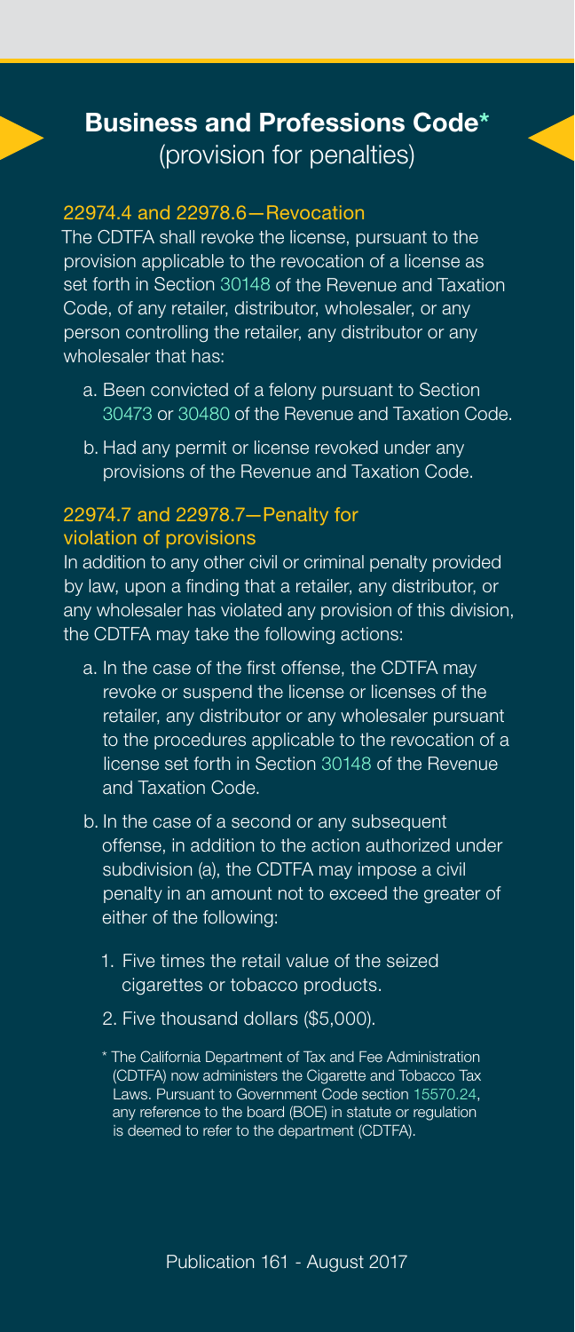# Business and Professions Code*

(provision for penalties)

### 22974.4 and 22978.6—Revocation

The CDTFA shall revoke the license, pursuant to the provision applicable to the revocation of a license as set forth in Section 30148 of the Revenue and Taxation Code, of any retailer, distributor, wholesaler, or any person controlling the retailer, any distributor or any wholesaler that has:

a. Been convicted of a felony pursuant to Section 30473 or 30480 of the Revenue and Taxation Code.

b. Had any permit or license revoked under any provisions of the Revenue and Taxation Code.

### 22974.7 and 22978.7—Penalty for violation of provisions

In addition to any other civil or criminal penalty provided by law, upon a finding that a retailer, any distributor, or any wholesaler has violated any provision of this division, the CDTFA may take the following actions:

a. In the case of the first offense, the CDTFA may revoke or suspend the license or licenses of the retailer, any distributor or any wholesaler pursuant to the procedures applicable to the revocation of a license set forth in Section 30148 of the Revenue and Taxation Code.

b. In the case of a second or any subsequent offense, in addition to the action authorized under subdivision (a), the CDTFA may impose a civil penalty in an amount not to exceed the greater of either of the following:

   1. Five times the retail value of the seized cigarettes or tobacco products.

   2. Five thousand dollars ($5,000).

* The California Department of Tax and Fee Administration (CDTFA) now administers the Cigarette and Tobacco Tax Laws. Pursuant to Government Code section 15570.24, any reference to the board (BOE) in statute or regulation is deemed to refer to the department (CDTFA).

Publication 161 - August 2017